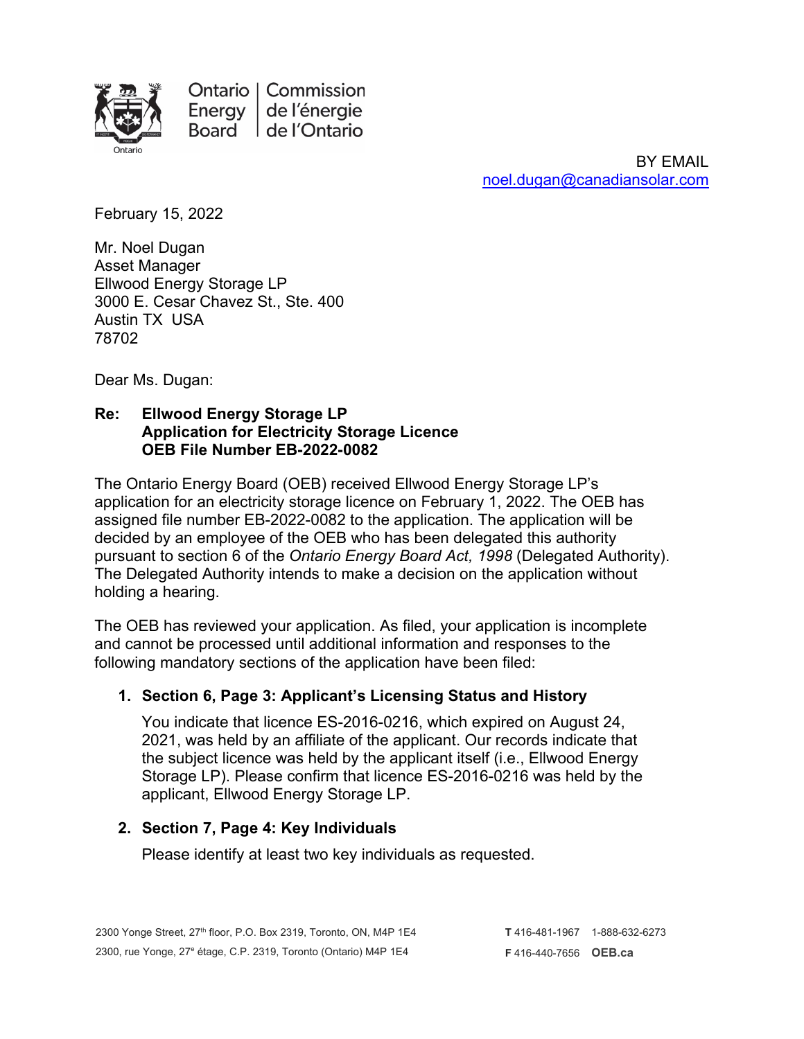Ontario Energy Board | Commission de l'énergie de l'Ontario

BY EMAIL
noel.dugan@canadiansolar.com

February 15, 2022

Mr. Noel Dugan
Asset Manager
Ellwood Energy Storage LP
3000 E. Cesar Chavez St., Ste. 400
Austin TX USA
78702

Dear Ms. Dugan:

**Re: Ellwood Energy Storage LP**
**Application for Electricity Storage Licence**
**OEB File Number EB-2022-0082**

The Ontario Energy Board (OEB) received Ellwood Energy Storage LP's application for an electricity storage licence on February 1, 2022. The OEB has assigned file number EB-2022-0082 to the application. The application will be decided by an employee of the OEB who has been delegated this authority pursuant to section 6 of the *Ontario Energy Board Act, 1998* (Delegated Authority). The Delegated Authority intends to make a decision on the application without holding a hearing.

The OEB has reviewed your application. As filed, your application is incomplete and cannot be processed until additional information and responses to the following mandatory sections of the application have been filed:

1. **Section 6, Page 3: Applicant's Licensing Status and History**

   You indicate that licence ES-2016-0216, which expired on August 24, 2021, was held by an affiliate of the applicant. Our records indicate that the subject licence was held by the applicant itself (i.e., Ellwood Energy Storage LP). Please confirm that licence ES-2016-0216 was held by the applicant, Ellwood Energy Storage LP.

2. **Section 7, Page 4: Key Individuals**

   Please identify at least two key individuals as requested.

2300 Yonge Street, 27th floor, P.O. Box 2319, Toronto, ON, M4P 1E4
2300, rue Yonge, 27e étage, C.P. 2319, Toronto (Ontario) M4P 1E4

T 416-481-1967 1-888-632-6273
F 416-440-7656 OEB.ca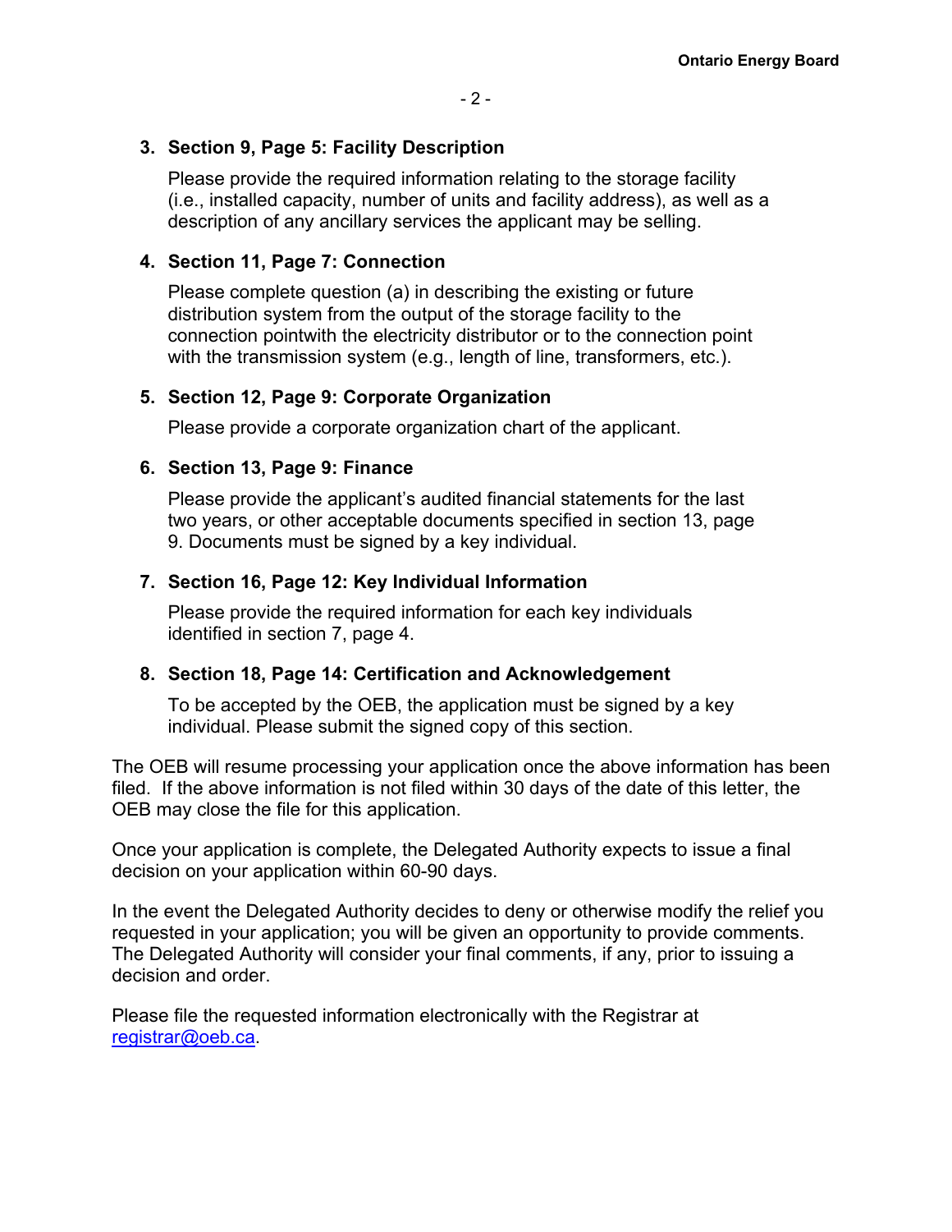3. **Section 9, Page 5: Facility Description**

   Please provide the required information relating to the storage facility (i.e., installed capacity, number of units and facility address), as well as a description of any ancillary services the applicant may be selling.

4. **Section 11, Page 7: Connection**

   Please complete question (a) in describing the existing or future distribution system from the output of the storage facility to the connection pointwith the electricity distributor or to the connection point with the transmission system (e.g., length of line, transformers, etc.).

5. **Section 12, Page 9: Corporate Organization**

   Please provide a corporate organization chart of the applicant.

6. **Section 13, Page 9: Finance**

   Please provide the applicant's audited financial statements for the last two years, or other acceptable documents specified in section 13, page 9. Documents must be signed by a key individual.

7. **Section 16, Page 12: Key Individual Information**

   Please provide the required information for each key individuals identified in section 7, page 4.

8. **Section 18, Page 14: Certification and Acknowledgement**

   To be accepted by the OEB, the application must be signed by a key individual. Please submit the signed copy of this section.

The OEB will resume processing your application once the above information has been filed. If the above information is not filed within 30 days of the date of this letter, the OEB may close the file for this application.

Once your application is complete, the Delegated Authority expects to issue a final decision on your application within 60-90 days.

In the event the Delegated Authority decides to deny or otherwise modify the relief you requested in your application; you will be given an opportunity to provide comments. The Delegated Authority will consider your final comments, if any, prior to issuing a decision and order.

Please file the requested information electronically with the Registrar at registrar@oeb.ca.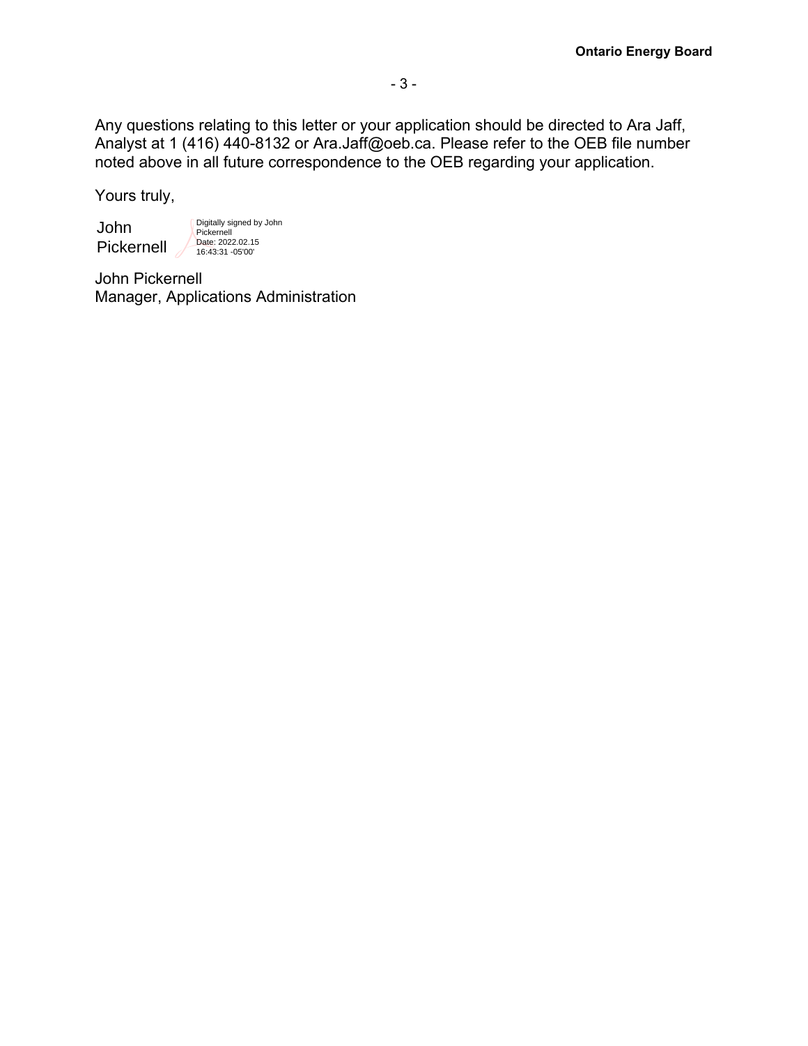Any questions relating to this letter or your application should be directed to Ara Jaff, Analyst at 1 (416) 440-8132 or Ara.Jaff@oeb.ca. Please refer to the OEB file number noted above in all future correspondence to the OEB regarding your application.

Yours truly,

John Pickernell

Digitally signed by John Pickernell
Date: 2022.02.15 16:43:31 -05'00'

John Pickernell
Manager, Applications Administration